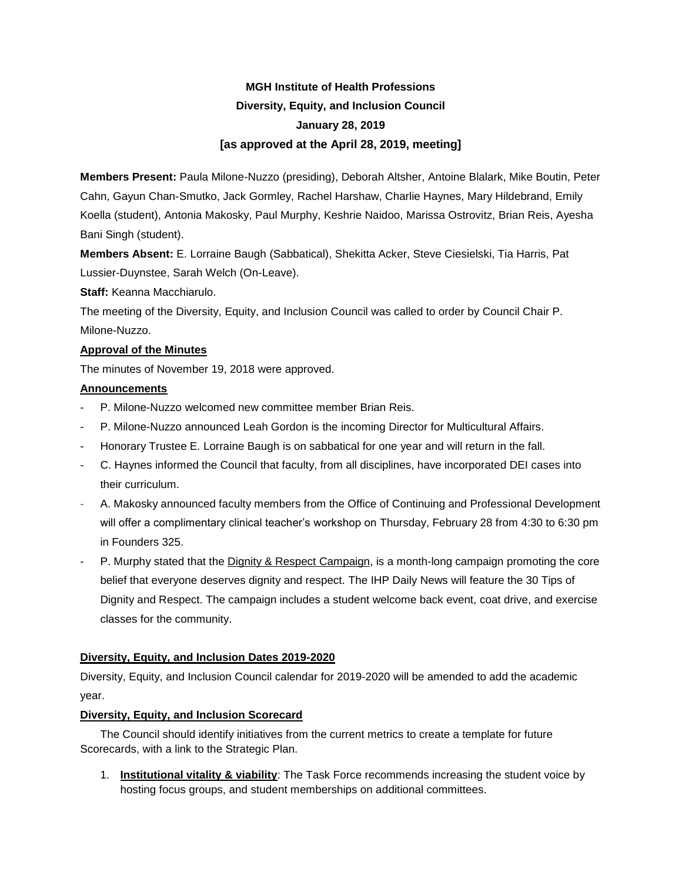**MGH Institute of Health Professions**

**Diversity, Equity, and Inclusion Council**

**January 28, 2019**

**[as approved at the April 28, 2019, meeting]**

**Members Present:** Paula Milone-Nuzzo (presiding), Deborah Altsher, Antoine Blalark, Mike Boutin, Peter Cahn, Gayun Chan-Smutko, Jack Gormley, Rachel Harshaw, Charlie Haynes, Mary Hildebrand, Emily Koella (student), Antonia Makosky, Paul Murphy, Keshrie Naidoo, Marissa Ostrovitz, Brian Reis, Ayesha Bani Singh (student).

**Members Absent:** E. Lorraine Baugh (Sabbatical), Shekitta Acker, Steve Ciesielski, Tia Harris, Pat Lussier-Duynstee, Sarah Welch (On-Leave).

**Staff:** Keanna Macchiarulo.

The meeting of the Diversity, Equity, and Inclusion Council was called to order by Council Chair P. Milone-Nuzzo.

**Approval of the Minutes**

The minutes of November 19, 2018 were approved.

**Announcements**

- P. Milone-Nuzzo welcomed new committee member Brian Reis.
- P. Milone-Nuzzo announced Leah Gordon is the incoming Director for Multicultural Affairs.
- Honorary Trustee E. Lorraine Baugh is on sabbatical for one year and will return in the fall.
- C. Haynes informed the Council that faculty, from all disciplines, have incorporated DEI cases into their curriculum.
- A. Makosky announced faculty members from the Office of Continuing and Professional Development will offer a complimentary clinical teacher's workshop on Thursday, February 28 from 4:30 to 6:30 pm in Founders 325.
- P. Murphy stated that the Dignity & Respect Campaign, is a month-long campaign promoting the core belief that everyone deserves dignity and respect. The IHP Daily News will feature the 30 Tips of Dignity and Respect. The campaign includes a student welcome back event, coat drive, and exercise classes for the community.

**Diversity, Equity, and Inclusion Dates 2019-2020**

Diversity, Equity, and Inclusion Council calendar for 2019-2020 will be amended to add the academic year.

**Diversity, Equity, and Inclusion Scorecard**

The Council should identify initiatives from the current metrics to create a template for future Scorecards, with a link to the Strategic Plan.

1. **Institutional vitality & viability**: The Task Force recommends increasing the student voice by hosting focus groups, and student memberships on additional committees.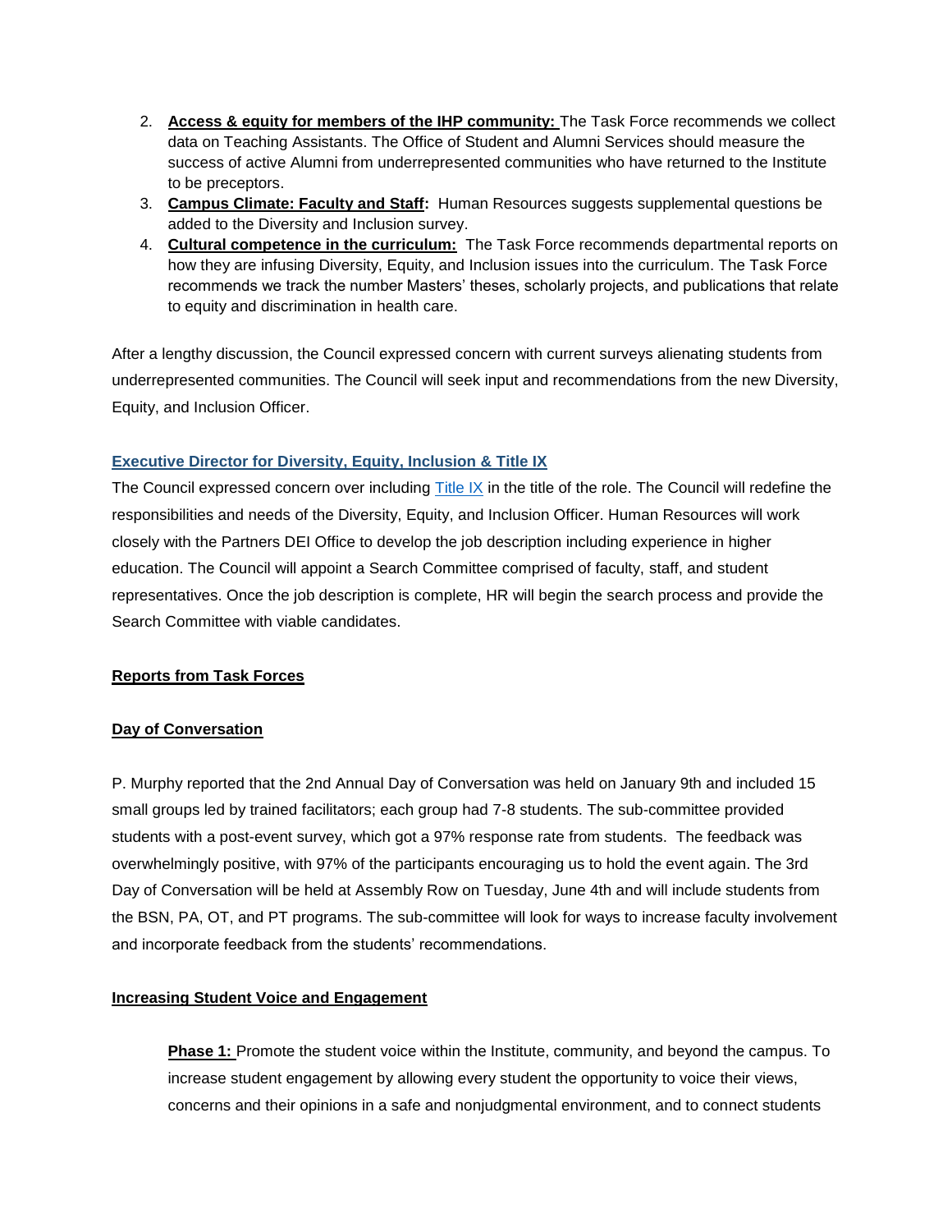2. **Access & equity for members of the IHP community:** The Task Force recommends we collect data on Teaching Assistants. The Office of Student and Alumni Services should measure the success of active Alumni from underrepresented communities who have returned to the Institute to be preceptors.
3. **Campus Climate: Faculty and Staff:** Human Resources suggests supplemental questions be added to the Diversity and Inclusion survey.
4. **Cultural competence in the curriculum:** The Task Force recommends departmental reports on how they are infusing Diversity, Equity, and Inclusion issues into the curriculum. The Task Force recommends we track the number Masters' theses, scholarly projects, and publications that relate to equity and discrimination in health care.

After a lengthy discussion, the Council expressed concern with current surveys alienating students from underrepresented communities. The Council will seek input and recommendations from the new Diversity, Equity, and Inclusion Officer.

**Executive Director for Diversity, Equity, Inclusion & Title IX**

The Council expressed concern over including Title IX in the title of the role. The Council will redefine the responsibilities and needs of the Diversity, Equity, and Inclusion Officer. Human Resources will work closely with the Partners DEI Office to develop the job description including experience in higher education. The Council will appoint a Search Committee comprised of faculty, staff, and student representatives. Once the job description is complete, HR will begin the search process and provide the Search Committee with viable candidates.

**Reports from Task Forces**

**Day of Conversation**

P. Murphy reported that the 2nd Annual Day of Conversation was held on January 9th and included 15 small groups led by trained facilitators; each group had 7-8 students. The sub-committee provided students with a post-event survey, which got a 97% response rate from students. The feedback was overwhelmingly positive, with 97% of the participants encouraging us to hold the event again. The 3rd Day of Conversation will be held at Assembly Row on Tuesday, June 4th and will include students from the BSN, PA, OT, and PT programs. The sub-committee will look for ways to increase faculty involvement and incorporate feedback from the students' recommendations.

**Increasing Student Voice and Engagement**

**Phase 1:** Promote the student voice within the Institute, community, and beyond the campus. To increase student engagement by allowing every student the opportunity to voice their views, concerns and their opinions in a safe and nonjudgmental environment, and to connect students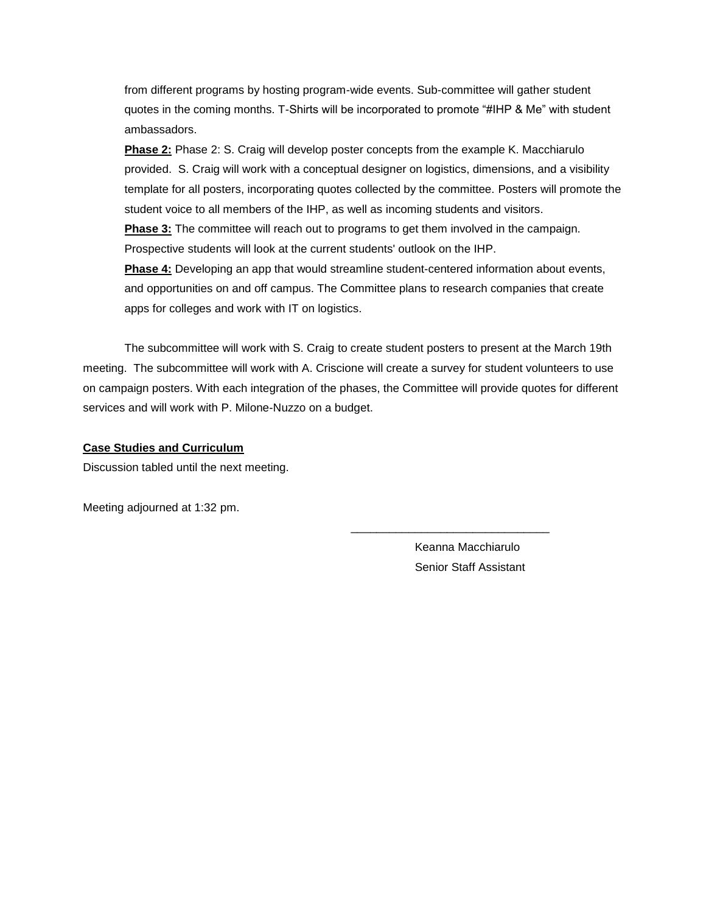from different programs by hosting program-wide events. Sub-committee will gather student quotes in the coming months. T-Shirts will be incorporated to promote "#IHP & Me" with student ambassadors.

**<u>Phase 2:</u>** Phase 2: S. Craig will develop poster concepts from the example K. Macchiarulo provided. S. Craig will work with a conceptual designer on logistics, dimensions, and a visibility template for all posters, incorporating quotes collected by the committee. Posters will promote the student voice to all members of the IHP, as well as incoming students and visitors.

**<u>Phase 3:</u>** The committee will reach out to programs to get them involved in the campaign. Prospective students will look at the current students' outlook on the IHP.

**<u>Phase 4:</u>** Developing an app that would streamline student-centered information about events, and opportunities on and off campus. The Committee plans to research companies that create apps for colleges and work with IT on logistics.

The subcommittee will work with S. Craig to create student posters to present at the March 19th meeting. The subcommittee will work with A. Criscione will create a survey for student volunteers to use on campaign posters. With each integration of the phases, the Committee will provide quotes for different services and will work with P. Milone-Nuzzo on a budget.

**<u>Case Studies and Curriculum</u>**

Discussion tabled until the next meeting.

Meeting adjourned at 1:32 pm.

\_\_\_\_\_\_\_\_\_\_\_\_\_\_\_\_\_\_\_\_\_\_\_\_\_\_\_\_\_\_\_\_

Keanna Macchiarulo
Senior Staff Assistant